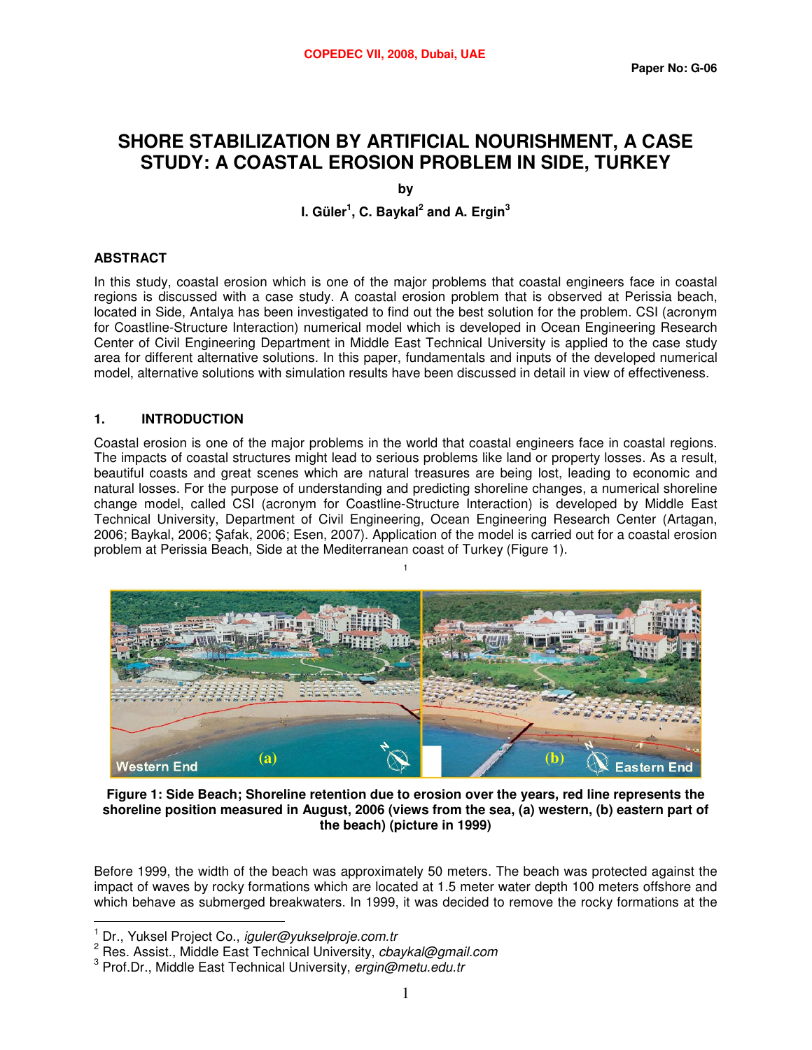# SHORE STABILIZATION BY ARTIFICIAL NOURISHMENT, A CASE STUDY: A COASTAL EROSION PROBLEM IN SIDE, TURKEY

by

**I. Güler[1], C. Baykal[2] and A. Ergin[3]**

## ABSTRACT

In this study, coastal erosion which is one of the major problems that coastal engineers face in coastal regions is discussed with a case study. A coastal erosion problem that is observed at Perissia beach, located in Side, Antalya has been investigated to find out the best solution for the problem. CSI (acronym for Coastline-Structure Interaction) numerical model which is developed in Ocean Engineering Research Center of Civil Engineering Department in Middle East Technical University is applied to the case study area for different alternative solutions. In this paper, fundamentals and inputs of the developed numerical model, alternative solutions with simulation results have been discussed in detail in view of effectiveness.

## 1. INTRODUCTION

Coastal erosion is one of the major problems in the world that coastal engineers face in coastal regions. The impacts of coastal structures might lead to serious problems like land or property losses. As a result, beautiful coasts and great scenes which are natural treasures are being lost, leading to economic and natural losses. For the purpose of understanding and predicting shoreline changes, a numerical shoreline change model, called CSI (acronym for Coastline-Structure Interaction) is developed by Middle East Technical University, Department of Civil Engineering, Ocean Engineering Research Center (Artagan, 2006; Baykal, 2006; Şafak, 2006; Esen, 2007). Application of the model is carried out for a coastal erosion problem at Perissia Beach, Side at the Mediterranean coast of Turkey (Figure 1).

**Figure 1: Side Beach; Shoreline retention due to erosion over the years, red line represents the shoreline position measured in August, 2006 (views from the sea, (a) western, (b) eastern part of the beach) (picture in 1999)**

Before 1999, the width of the beach was approximately 50 meters. The beach was protected against the impact of waves by rocky formations which are located at 1.5 meter water depth 100 meters offshore and which behave as submerged breakwaters. In 1999, it was decided to remove the rocky formations at the

---

[1] Dr., Yuksel Project Co., *iguler@yukselproje.com.tr*
[2] Res. Assist., Middle East Technical University, *cbaykal@gmail.com*
[3] Prof.Dr., Middle East Technical University, *ergin@metu.edu.tr*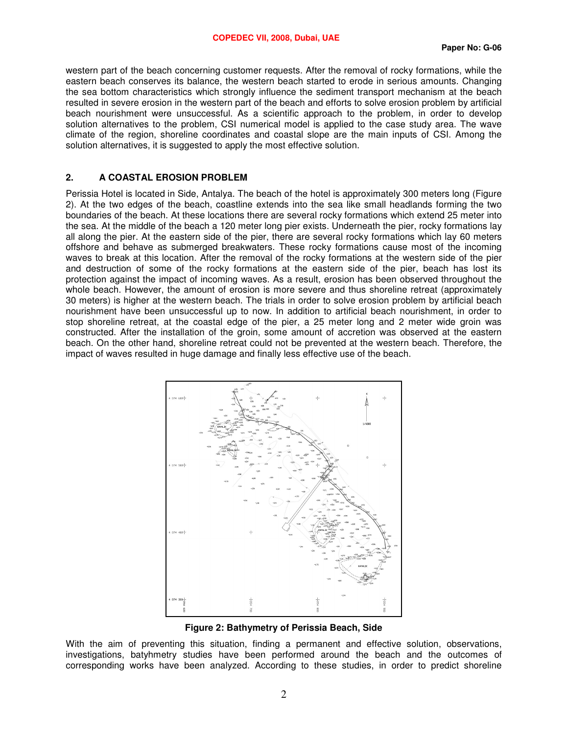western part of the beach concerning customer requests. After the removal of rocky formations, while the eastern beach conserves its balance, the western beach started to erode in serious amounts. Changing the sea bottom characteristics which strongly influence the sediment transport mechanism at the beach resulted in severe erosion in the western part of the beach and efforts to solve erosion problem by artificial beach nourishment were unsuccessful. As a scientific approach to the problem, in order to develop solution alternatives to the problem, CSI numerical model is applied to the case study area. The wave climate of the region, shoreline coordinates and coastal slope are the main inputs of CSI. Among the solution alternatives, it is suggested to apply the most effective solution.

## 2. A COASTAL EROSION PROBLEM

Perissia Hotel is located in Side, Antalya. The beach of the hotel is approximately 300 meters long (Figure 2). At the two edges of the beach, coastline extends into the sea like small headlands forming the two boundaries of the beach. At these locations there are several rocky formations which extend 25 meter into the sea. At the middle of the beach a 120 meter long pier exists. Underneath the pier, rocky formations lay all along the pier. At the eastern side of the pier, there are several rocky formations which lay 60 meters offshore and behave as submerged breakwaters. These rocky formations cause most of the incoming waves to break at this location. After the removal of the rocky formations at the western side of the pier and destruction of some of the rocky formations at the eastern side of the pier, beach has lost its protection against the impact of incoming waves. As a result, erosion has been observed throughout the whole beach. However, the amount of erosion is more severe and thus shoreline retreat (approximately 30 meters) is higher at the western beach. The trials in order to solve erosion problem by artificial beach nourishment have been unsuccessful up to now. In addition to artificial beach nourishment, in order to stop shoreline retreat, at the coastal edge of the pier, a 25 meter long and 2 meter wide groin was constructed. After the installation of the groin, some amount of accretion was observed at the eastern beach. On the other hand, shoreline retreat could not be prevented at the western beach. Therefore, the impact of waves resulted in huge damage and finally less effective use of the beach.

**Figure 2: Bathymetry of Perissia Beach, Side**

With the aim of preventing this situation, finding a permanent and effective solution, observations, investigations, batyhmetry studies have been performed around the beach and the outcomes of corresponding works have been analyzed. According to these studies, in order to predict shoreline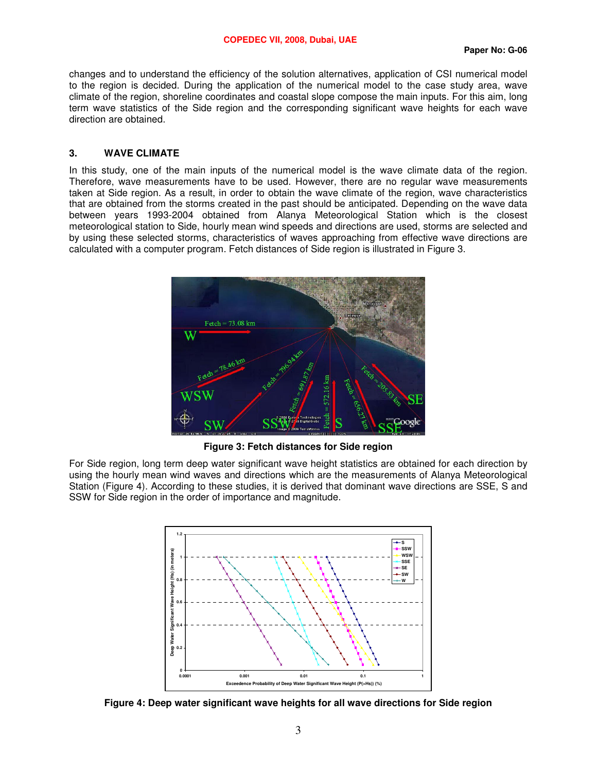changes and to understand the efficiency of the solution alternatives, application of CSI numerical model to the region is decided. During the application of the numerical model to the case study area, wave climate of the region, shoreline coordinates and coastal slope compose the main inputs. For this aim, long term wave statistics of the Side region and the corresponding significant wave heights for each wave direction are obtained.

## 3. WAVE CLIMATE

In this study, one of the main inputs of the numerical model is the wave climate data of the region. Therefore, wave measurements have to be used. However, there are no regular wave measurements taken at Side region. As a result, in order to obtain the wave climate of the region, wave characteristics that are obtained from the storms created in the past should be anticipated. Depending on the wave data between years 1993-2004 obtained from Alanya Meteorological Station which is the closest meteorological station to Side, hourly mean wind speeds and directions are used, storms are selected and by using these selected storms, characteristics of waves approaching from effective wave directions are calculated with a computer program. Fetch distances of Side region is illustrated in Figure 3.

**Figure 3: Fetch distances for Side region**

For Side region, long term deep water significant wave height statistics are obtained for each direction by using the hourly mean wind waves and directions which are the measurements of Alanya Meteorological Station (Figure 4). According to these studies, it is derived that dominant wave directions are SSE, S and SSW for Side region in the order of importance and magnitude.

**Figure 4: Deep water significant wave heights for all wave directions for Side region**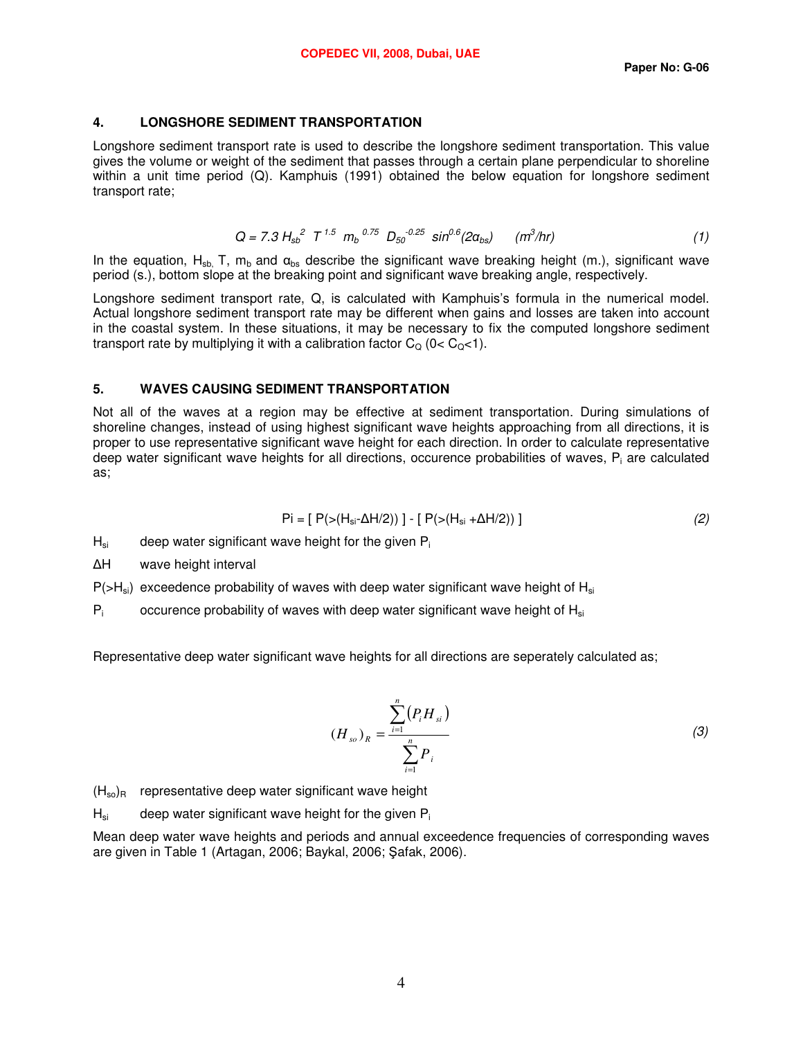## 4. LONGSHORE SEDIMENT TRANSPORTATION

Longshore sediment transport rate is used to describe the longshore sediment transportation. This value gives the volume or weight of the sediment that passes through a certain plane perpendicular to shoreline within a unit time period (Q). Kamphuis (1991) obtained the below equation for longshore sediment transport rate;

$$Q = 7.3\, H_{sb}^{2}\ T^{1.5}\ m_{b}^{0.75}\ D_{50}^{-0.25}\ \sin^{0.6}(2\alpha_{bs}) \qquad (m^3/hr) \tag{1}$$

In the equation, $H_{sb}$, $T$, $m_b$ and $\alpha_{bs}$ describe the significant wave breaking height (m.), significant wave period (s.), bottom slope at the breaking point and significant wave breaking angle, respectively.

Longshore sediment transport rate, Q, is calculated with Kamphuis's formula in the numerical model. Actual longshore sediment transport rate may be different when gains and losses are taken into account in the coastal system. In these situations, it may be necessary to fix the computed longshore sediment transport rate by multiplying it with a calibration factor $C_Q$ ($0< C_Q<1$).

## 5. WAVES CAUSING SEDIMENT TRANSPORTATION

Not all of the waves at a region may be effective at sediment transportation. During simulations of shoreline changes, instead of using highest significant wave heights approaching from all directions, it is proper to use representative significant wave height for each direction. In order to calculate representative deep water significant wave heights for all directions, occurence probabilities of waves, $P_i$ are calculated as;

$$P_i = [\, P(>(H_{si}-\Delta H/2))\, ] - [\, P(>(H_{si}+\Delta H/2))\, ] \tag{2}$$

$H_{si}$ deep water significant wave height for the given $P_i$

$\Delta H$ wave height interval

$P(>H_{si})$ exceedence probability of waves with deep water significant wave height of $H_{si}$

$P_i$ occurence probability of waves with deep water significant wave height of $H_{si}$

Representative deep water significant wave heights for all directions are seperately calculated as;

$$(H_{so})_R = \frac{\sum_{i=1}^{n}(P_i H_{si})}{\sum_{i=1}^{n} P_i} \tag{3}$$

$(H_{so})_R$ representative deep water significant wave height

$H_{si}$ deep water significant wave height for the given $P_i$

Mean deep water wave heights and periods and annual exceedence frequencies of corresponding waves are given in Table 1 (Artagan, 2006; Baykal, 2006; Şafak, 2006).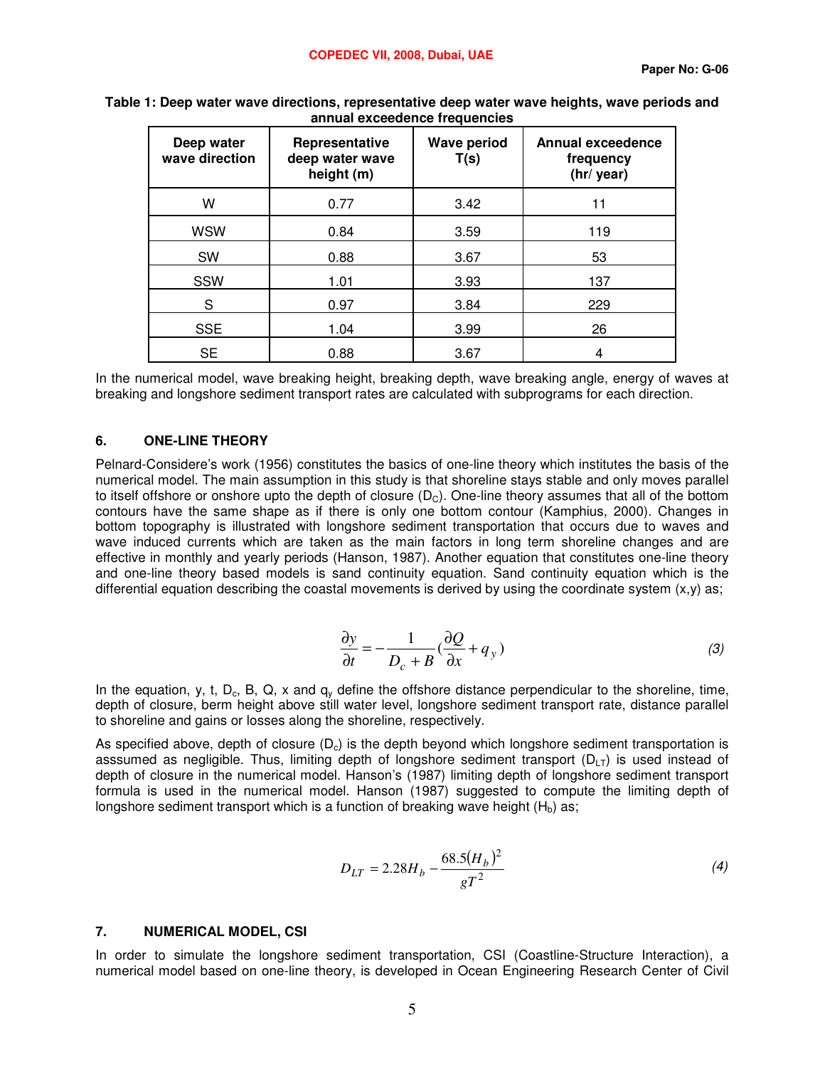**Table 1: Deep water wave directions, representative deep water wave heights, wave periods and annual exceedence frequencies**

| Deep water wave direction | Representative deep water wave height (m) | Wave period T(s) | Annual exceedence frequency (hr/ year) |
|---|---|---|---|
| W | 0.77 | 3.42 | 11 |
| WSW | 0.84 | 3.59 | 119 |
| SW | 0.88 | 3.67 | 53 |
| SSW | 1.01 | 3.93 | 137 |
| S | 0.97 | 3.84 | 229 |
| SSE | 1.04 | 3.99 | 26 |
| SE | 0.88 | 3.67 | 4 |

In the numerical model, wave breaking height, breaking depth, wave breaking angle, energy of waves at breaking and longshore sediment transport rates are calculated with subprograms for each direction.

## 6. ONE-LINE THEORY

Pelnard-Considere's work (1956) constitutes the basics of one-line theory which institutes the basis of the numerical model. The main assumption in this study is that shoreline stays stable and only moves parallel to itself offshore or onshore upto the depth of closure ($D_C$). One-line theory assumes that all of the bottom contours have the same shape as if there is only one bottom contour (Kamphius, 2000). Changes in bottom topography is illustrated with longshore sediment transportation that occurs due to waves and wave induced currents which are taken as the main factors in long term shoreline changes and are effective in monthly and yearly periods (Hanson, 1987). Another equation that constitutes one-line theory and one-line theory based models is sand continuity equation. Sand continuity equation which is the differential equation describing the coastal movements is derived by using the coordinate system (x,y) as;

$$\frac{\partial y}{\partial t} = -\frac{1}{D_c + B}\left(\frac{\partial Q}{\partial x} + q_y\right) \tag{3}$$

In the equation, y, t, $D_c$, B, Q, x and $q_y$ define the offshore distance perpendicular to the shoreline, time, depth of closure, berm height above still water level, longshore sediment transport rate, distance parallel to shoreline and gains or losses along the shoreline, respectively.

As specified above, depth of closure ($D_c$) is the depth beyond which longshore sediment transportation is asssumed as negligible. Thus, limiting depth of longshore sediment transport ($D_{LT}$) is used instead of depth of closure in the numerical model. Hanson's (1987) limiting depth of longshore sediment transport formula is used in the numerical model. Hanson (1987) suggested to compute the limiting depth of longshore sediment transport which is a function of breaking wave height ($H_b$) as;

$$D_{LT} = 2.28H_b - \frac{68.5(H_b)^2}{gT^2} \tag{4}$$

## 7. NUMERICAL MODEL, CSI

In order to simulate the longshore sediment transportation, CSI (Coastline-Structure Interaction), a numerical model based on one-line theory, is developed in Ocean Engineering Research Center of Civil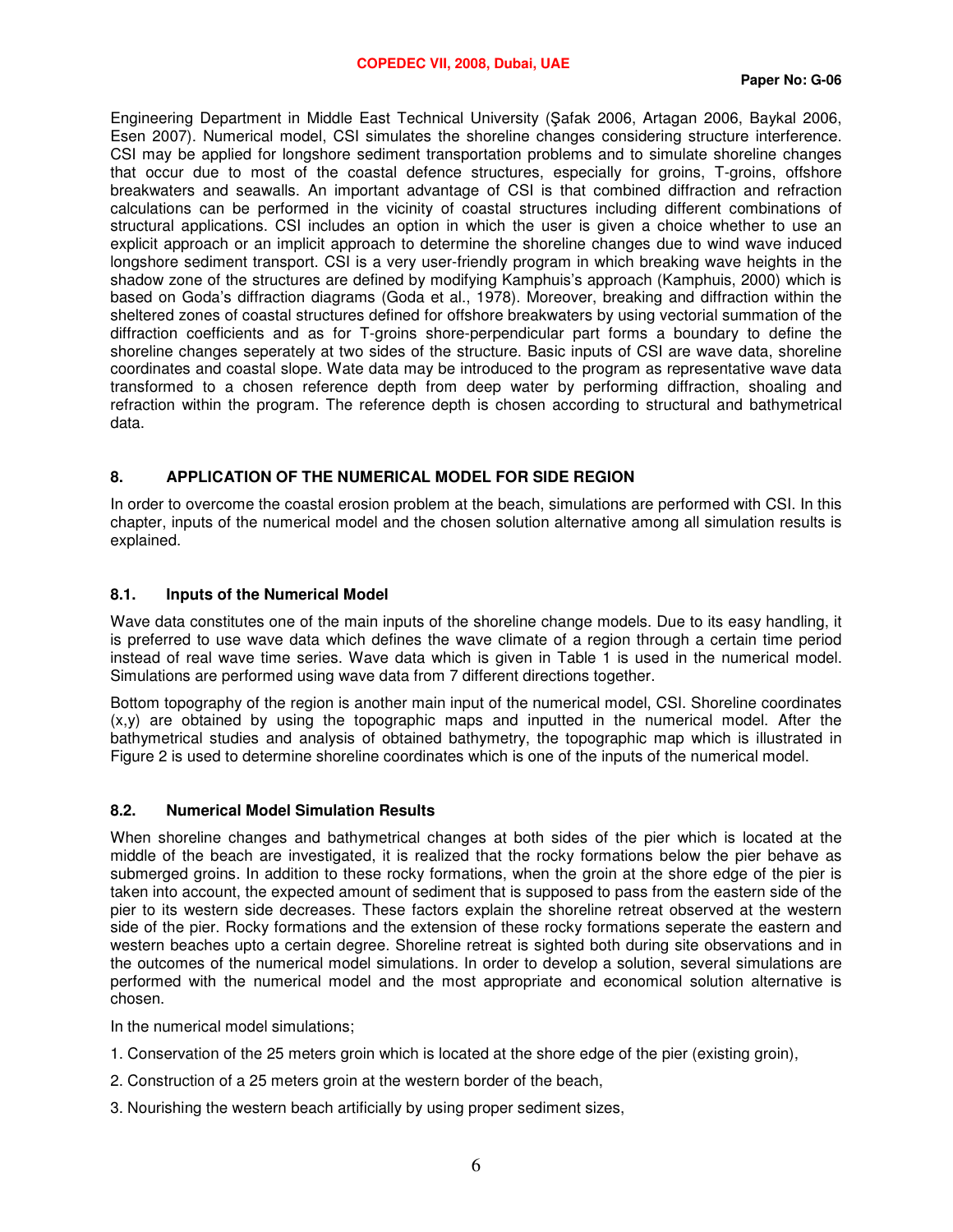Engineering Department in Middle East Technical University (Şafak 2006, Artagan 2006, Baykal 2006, Esen 2007). Numerical model, CSI simulates the shoreline changes considering structure interference. CSI may be applied for longshore sediment transportation problems and to simulate shoreline changes that occur due to most of the coastal defence structures, especially for groins, T-groins, offshore breakwaters and seawalls. An important advantage of CSI is that combined diffraction and refraction calculations can be performed in the vicinity of coastal structures including different combinations of structural applications. CSI includes an option in which the user is given a choice whether to use an explicit approach or an implicit approach to determine the shoreline changes due to wind wave induced longshore sediment transport. CSI is a very user-friendly program in which breaking wave heights in the shadow zone of the structures are defined by modifying Kamphuis's approach (Kamphuis, 2000) which is based on Goda's diffraction diagrams (Goda et al., 1978). Moreover, breaking and diffraction within the sheltered zones of coastal structures defined for offshore breakwaters by using vectorial summation of the diffraction coefficients and as for T-groins shore-perpendicular part forms a boundary to define the shoreline changes seperately at two sides of the structure. Basic inputs of CSI are wave data, shoreline coordinates and coastal slope. Wate data may be introduced to the program as representative wave data transformed to a chosen reference depth from deep water by performing diffraction, shoaling and refraction within the program. The reference depth is chosen according to structural and bathymetrical data.

## 8. APPLICATION OF THE NUMERICAL MODEL FOR SIDE REGION

In order to overcome the coastal erosion problem at the beach, simulations are performed with CSI. In this chapter, inputs of the numerical model and the chosen solution alternative among all simulation results is explained.

### 8.1. Inputs of the Numerical Model

Wave data constitutes one of the main inputs of the shoreline change models. Due to its easy handling, it is preferred to use wave data which defines the wave climate of a region through a certain time period instead of real wave time series. Wave data which is given in Table 1 is used in the numerical model. Simulations are performed using wave data from 7 different directions together.

Bottom topography of the region is another main input of the numerical model, CSI. Shoreline coordinates (x,y) are obtained by using the topographic maps and inputted in the numerical model. After the bathymetrical studies and analysis of obtained bathymetry, the topographic map which is illustrated in Figure 2 is used to determine shoreline coordinates which is one of the inputs of the numerical model.

### 8.2. Numerical Model Simulation Results

When shoreline changes and bathymetrical changes at both sides of the pier which is located at the middle of the beach are investigated, it is realized that the rocky formations below the pier behave as submerged groins. In addition to these rocky formations, when the groin at the shore edge of the pier is taken into account, the expected amount of sediment that is supposed to pass from the eastern side of the pier to its western side decreases. These factors explain the shoreline retreat observed at the western side of the pier. Rocky formations and the extension of these rocky formations seperate the eastern and western beaches upto a certain degree. Shoreline retreat is sighted both during site observations and in the outcomes of the numerical model simulations. In order to develop a solution, several simulations are performed with the numerical model and the most appropriate and economical solution alternative is chosen.

In the numerical model simulations;

1. Conservation of the 25 meters groin which is located at the shore edge of the pier (existing groin),
2. Construction of a 25 meters groin at the western border of the beach,
3. Nourishing the western beach artificially by using proper sediment sizes,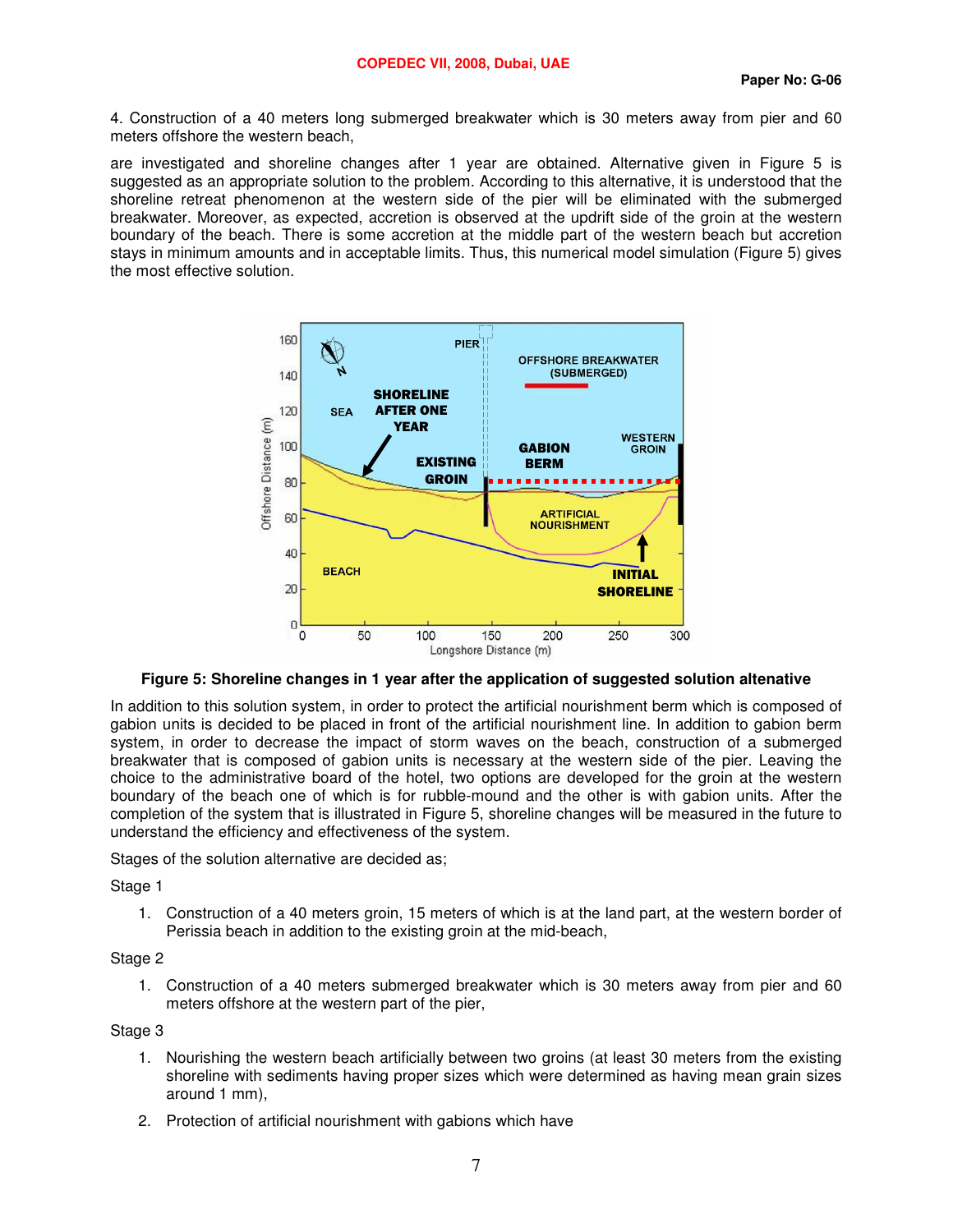4. Construction of a 40 meters long submerged breakwater which is 30 meters away from pier and 60 meters offshore the western beach,

are investigated and shoreline changes after 1 year are obtained. Alternative given in Figure 5 is suggested as an appropriate solution to the problem. According to this alternative, it is understood that the shoreline retreat phenomenon at the western side of the pier will be eliminated with the submerged breakwater. Moreover, as expected, accretion is observed at the updrift side of the groin at the western boundary of the beach. There is some accretion at the middle part of the western beach but accretion stays in minimum amounts and in acceptable limits. Thus, this numerical model simulation (Figure 5) gives the most effective solution.

**Figure 5: Shoreline changes in 1 year after the application of suggested solution altenative**

In addition to this solution system, in order to protect the artificial nourishment berm which is composed of gabion units is decided to be placed in front of the artificial nourishment line. In addition to gabion berm system, in order to decrease the impact of storm waves on the beach, construction of a submerged breakwater that is composed of gabion units is necessary at the western side of the pier. Leaving the choice to the administrative board of the hotel, two options are developed for the groin at the western boundary of the beach one of which is for rubble-mound and the other is with gabion units. After the completion of the system that is illustrated in Figure 5, shoreline changes will be measured in the future to understand the efficiency and effectiveness of the system.

Stages of the solution alternative are decided as;

Stage 1

1. Construction of a 40 meters groin, 15 meters of which is at the land part, at the western border of Perissia beach in addition to the existing groin at the mid-beach,

Stage 2

1. Construction of a 40 meters submerged breakwater which is 30 meters away from pier and 60 meters offshore at the western part of the pier,

Stage 3

1. Nourishing the western beach artificially between two groins (at least 30 meters from the existing shoreline with sediments having proper sizes which were determined as having mean grain sizes around 1 mm),
2. Protection of artificial nourishment with gabions which have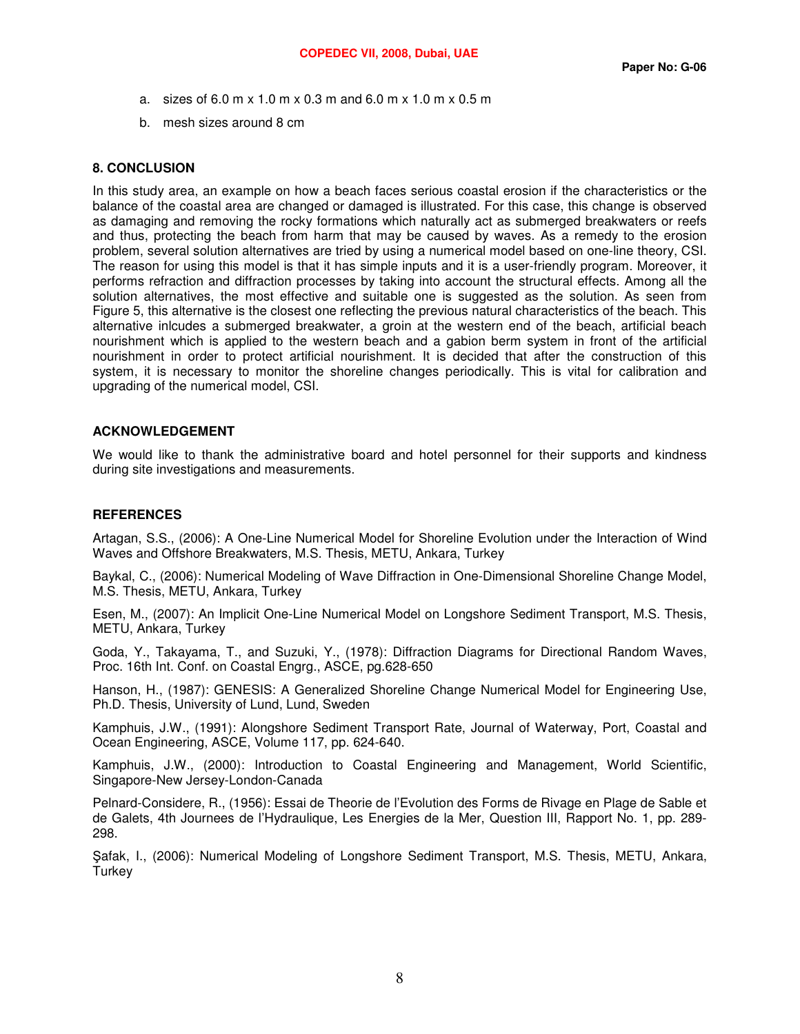a. sizes of 6.0 m x 1.0 m x 0.3 m and 6.0 m x 1.0 m x 0.5 m

b. mesh sizes around 8 cm

## 8. CONCLUSION

In this study area, an example on how a beach faces serious coastal erosion if the characteristics or the balance of the coastal area are changed or damaged is illustrated. For this case, this change is observed as damaging and removing the rocky formations which naturally act as submerged breakwaters or reefs and thus, protecting the beach from harm that may be caused by waves. As a remedy to the erosion problem, several solution alternatives are tried by using a numerical model based on one-line theory, CSI. The reason for using this model is that it has simple inputs and it is a user-friendly program. Moreover, it performs refraction and diffraction processes by taking into account the structural effects. Among all the solution alternatives, the most effective and suitable one is suggested as the solution. As seen from Figure 5, this alternative is the closest one reflecting the previous natural characteristics of the beach. This alternative inlcudes a submerged breakwater, a groin at the western end of the beach, artificial beach nourishment which is applied to the western beach and a gabion berm system in front of the artificial nourishment in order to protect artificial nourishment. It is decided that after the construction of this system, it is necessary to monitor the shoreline changes periodically. This is vital for calibration and upgrading of the numerical model, CSI.

## ACKNOWLEDGEMENT

We would like to thank the administrative board and hotel personnel for their supports and kindness during site investigations and measurements.

## REFERENCES

Artagan, S.S., (2006): A One-Line Numerical Model for Shoreline Evolution under the Interaction of Wind Waves and Offshore Breakwaters, M.S. Thesis, METU, Ankara, Turkey

Baykal, C., (2006): Numerical Modeling of Wave Diffraction in One-Dimensional Shoreline Change Model, M.S. Thesis, METU, Ankara, Turkey

Esen, M., (2007): An Implicit One-Line Numerical Model on Longshore Sediment Transport, M.S. Thesis, METU, Ankara, Turkey

Goda, Y., Takayama, T., and Suzuki, Y., (1978): Diffraction Diagrams for Directional Random Waves, Proc. 16th Int. Conf. on Coastal Engrg., ASCE, pg.628-650

Hanson, H., (1987): GENESIS: A Generalized Shoreline Change Numerical Model for Engineering Use, Ph.D. Thesis, University of Lund, Lund, Sweden

Kamphuis, J.W., (1991): Alongshore Sediment Transport Rate, Journal of Waterway, Port, Coastal and Ocean Engineering, ASCE, Volume 117, pp. 624-640.

Kamphuis, J.W., (2000): Introduction to Coastal Engineering and Management, World Scientific, Singapore-New Jersey-London-Canada

Pelnard-Considere, R., (1956): Essai de Theorie de l'Evolution des Forms de Rivage en Plage de Sable et de Galets, 4th Journees de l'Hydraulique, Les Energies de la Mer, Question III, Rapport No. 1, pp. 289-298.

Şafak, I., (2006): Numerical Modeling of Longshore Sediment Transport, M.S. Thesis, METU, Ankara, Turkey